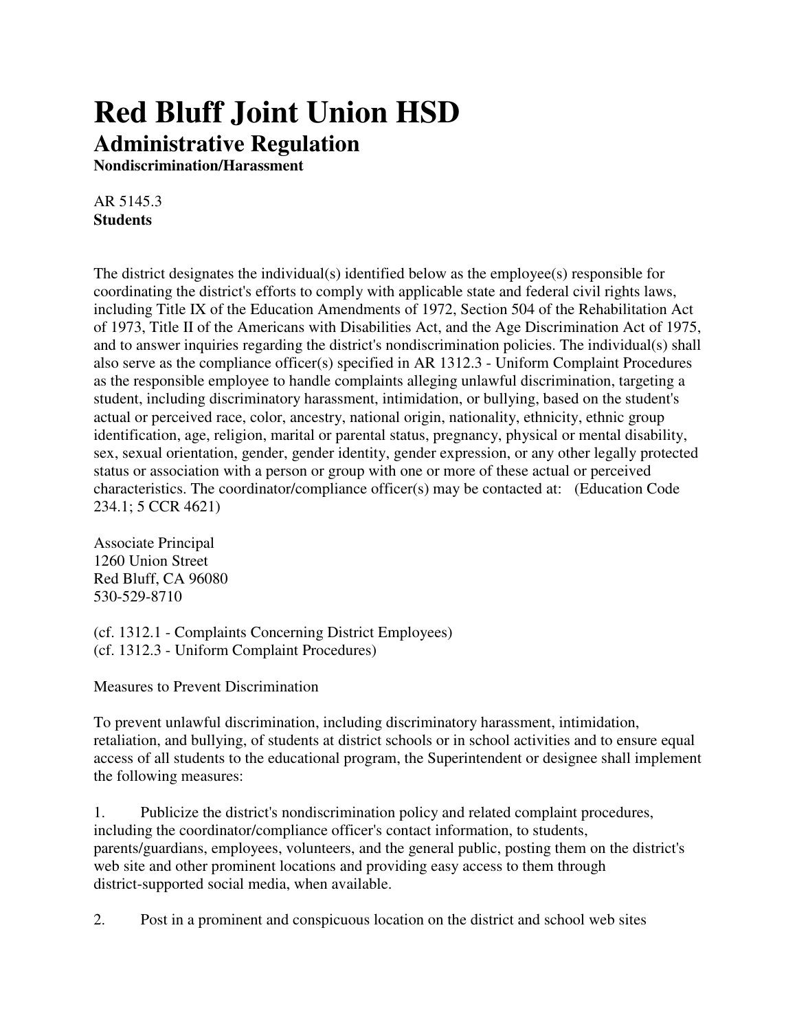# Red Bluff Joint Union HSD

## Administrative Regulation

**Nondiscrimination/Harassment**

AR 5145.3
**Students**

The district designates the individual(s) identified below as the employee(s) responsible for coordinating the district's efforts to comply with applicable state and federal civil rights laws, including Title IX of the Education Amendments of 1972, Section 504 of the Rehabilitation Act of 1973, Title II of the Americans with Disabilities Act, and the Age Discrimination Act of 1975, and to answer inquiries regarding the district's nondiscrimination policies. The individual(s) shall also serve as the compliance officer(s) specified in AR 1312.3 - Uniform Complaint Procedures as the responsible employee to handle complaints alleging unlawful discrimination, targeting a student, including discriminatory harassment, intimidation, or bullying, based on the student's actual or perceived race, color, ancestry, national origin, nationality, ethnicity, ethnic group identification, age, religion, marital or parental status, pregnancy, physical or mental disability, sex, sexual orientation, gender, gender identity, gender expression, or any other legally protected status or association with a person or group with one or more of these actual or perceived characteristics. The coordinator/compliance officer(s) may be contacted at: (Education Code 234.1; 5 CCR 4621)

Associate Principal
1260 Union Street
Red Bluff, CA 96080
530-529-8710

(cf. 1312.1 - Complaints Concerning District Employees)
(cf. 1312.3 - Uniform Complaint Procedures)

Measures to Prevent Discrimination

To prevent unlawful discrimination, including discriminatory harassment, intimidation, retaliation, and bullying, of students at district schools or in school activities and to ensure equal access of all students to the educational program, the Superintendent or designee shall implement the following measures:

1. Publicize the district's nondiscrimination policy and related complaint procedures, including the coordinator/compliance officer's contact information, to students, parents/guardians, employees, volunteers, and the general public, posting them on the district's web site and other prominent locations and providing easy access to them through district-supported social media, when available.

2. Post in a prominent and conspicuous location on the district and school web sites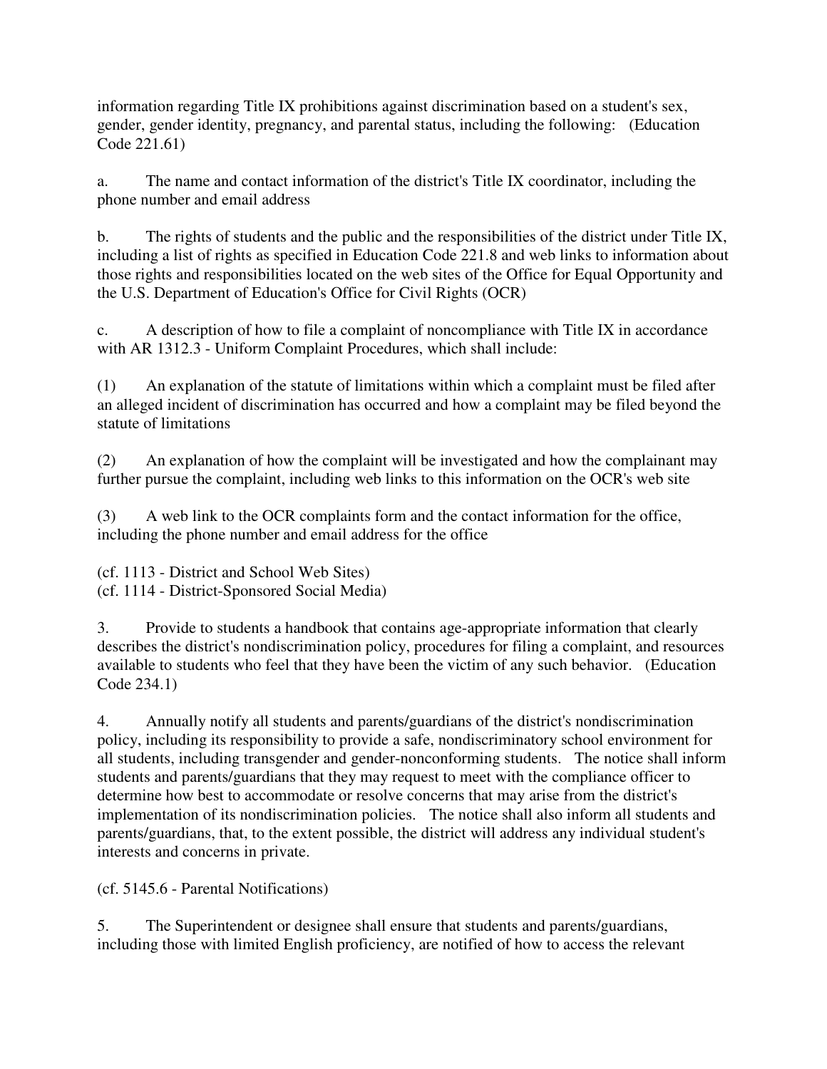information regarding Title IX prohibitions against discrimination based on a student's sex, gender, gender identity, pregnancy, and parental status, including the following: (Education Code 221.61)

a. The name and contact information of the district's Title IX coordinator, including the phone number and email address

b. The rights of students and the public and the responsibilities of the district under Title IX, including a list of rights as specified in Education Code 221.8 and web links to information about those rights and responsibilities located on the web sites of the Office for Equal Opportunity and the U.S. Department of Education's Office for Civil Rights (OCR)

c. A description of how to file a complaint of noncompliance with Title IX in accordance with AR 1312.3 - Uniform Complaint Procedures, which shall include:

(1) An explanation of the statute of limitations within which a complaint must be filed after an alleged incident of discrimination has occurred and how a complaint may be filed beyond the statute of limitations

(2) An explanation of how the complaint will be investigated and how the complainant may further pursue the complaint, including web links to this information on the OCR's web site

(3) A web link to the OCR complaints form and the contact information for the office, including the phone number and email address for the office

(cf. 1113 - District and School Web Sites)
(cf. 1114 - District-Sponsored Social Media)

3. Provide to students a handbook that contains age-appropriate information that clearly describes the district's nondiscrimination policy, procedures for filing a complaint, and resources available to students who feel that they have been the victim of any such behavior. (Education Code 234.1)

4. Annually notify all students and parents/guardians of the district's nondiscrimination policy, including its responsibility to provide a safe, nondiscriminatory school environment for all students, including transgender and gender-nonconforming students. The notice shall inform students and parents/guardians that they may request to meet with the compliance officer to determine how best to accommodate or resolve concerns that may arise from the district's implementation of its nondiscrimination policies. The notice shall also inform all students and parents/guardians, that, to the extent possible, the district will address any individual student's interests and concerns in private.

(cf. 5145.6 - Parental Notifications)

5. The Superintendent or designee shall ensure that students and parents/guardians, including those with limited English proficiency, are notified of how to access the relevant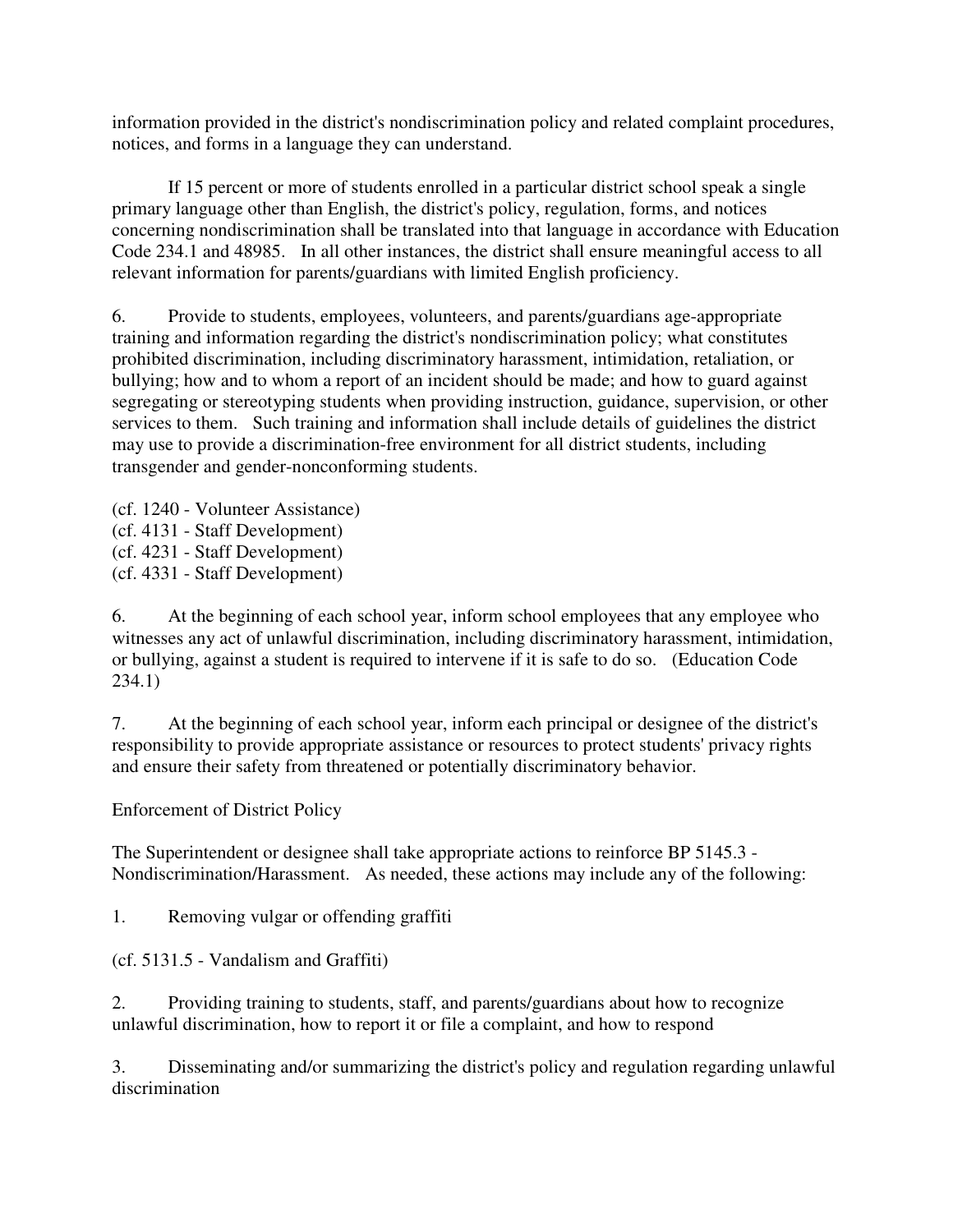information provided in the district's nondiscrimination policy and related complaint procedures, notices, and forms in a language they can understand.

If 15 percent or more of students enrolled in a particular district school speak a single primary language other than English, the district's policy, regulation, forms, and notices concerning nondiscrimination shall be translated into that language in accordance with Education Code 234.1 and 48985. In all other instances, the district shall ensure meaningful access to all relevant information for parents/guardians with limited English proficiency.

6. Provide to students, employees, volunteers, and parents/guardians age-appropriate training and information regarding the district's nondiscrimination policy; what constitutes prohibited discrimination, including discriminatory harassment, intimidation, retaliation, or bullying; how and to whom a report of an incident should be made; and how to guard against segregating or stereotyping students when providing instruction, guidance, supervision, or other services to them. Such training and information shall include details of guidelines the district may use to provide a discrimination-free environment for all district students, including transgender and gender-nonconforming students.

(cf. 1240 - Volunteer Assistance)
(cf. 4131 - Staff Development)
(cf. 4231 - Staff Development)
(cf. 4331 - Staff Development)

6. At the beginning of each school year, inform school employees that any employee who witnesses any act of unlawful discrimination, including discriminatory harassment, intimidation, or bullying, against a student is required to intervene if it is safe to do so. (Education Code 234.1)

7. At the beginning of each school year, inform each principal or designee of the district's responsibility to provide appropriate assistance or resources to protect students' privacy rights and ensure their safety from threatened or potentially discriminatory behavior.

Enforcement of District Policy

The Superintendent or designee shall take appropriate actions to reinforce BP 5145.3 - Nondiscrimination/Harassment. As needed, these actions may include any of the following:

1. Removing vulgar or offending graffiti

(cf. 5131.5 - Vandalism and Graffiti)

2. Providing training to students, staff, and parents/guardians about how to recognize unlawful discrimination, how to report it or file a complaint, and how to respond

3. Disseminating and/or summarizing the district's policy and regulation regarding unlawful discrimination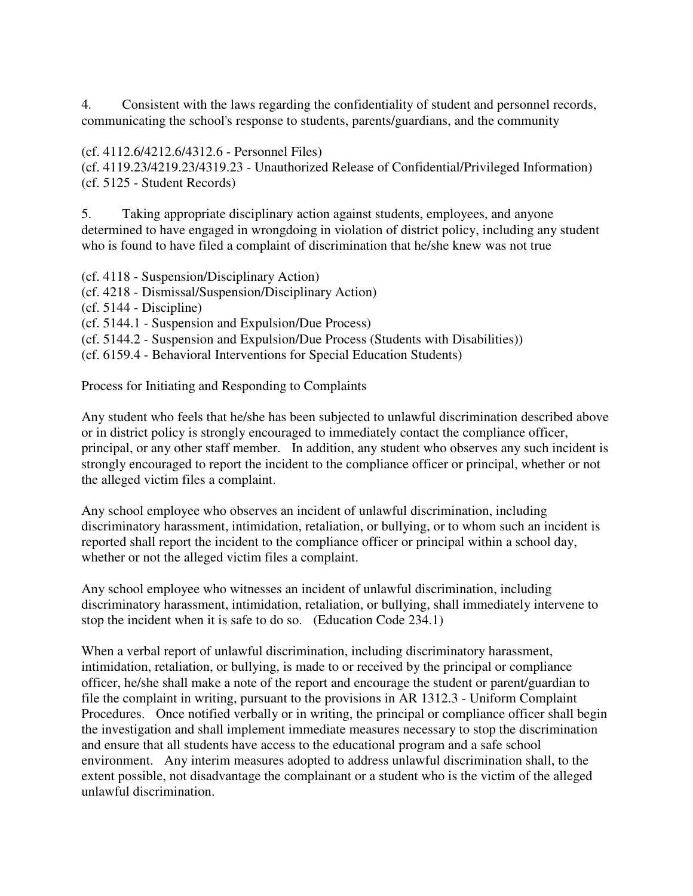4. Consistent with the laws regarding the confidentiality of student and personnel records, communicating the school's response to students, parents/guardians, and the community

(cf. 4112.6/4212.6/4312.6 - Personnel Files)
(cf. 4119.23/4219.23/4319.23 - Unauthorized Release of Confidential/Privileged Information)
(cf. 5125 - Student Records)

5. Taking appropriate disciplinary action against students, employees, and anyone determined to have engaged in wrongdoing in violation of district policy, including any student who is found to have filed a complaint of discrimination that he/she knew was not true

(cf. 4118 - Suspension/Disciplinary Action)
(cf. 4218 - Dismissal/Suspension/Disciplinary Action)
(cf. 5144 - Discipline)
(cf. 5144.1 - Suspension and Expulsion/Due Process)
(cf. 5144.2 - Suspension and Expulsion/Due Process (Students with Disabilities))
(cf. 6159.4 - Behavioral Interventions for Special Education Students)

Process for Initiating and Responding to Complaints

Any student who feels that he/she has been subjected to unlawful discrimination described above or in district policy is strongly encouraged to immediately contact the compliance officer, principal, or any other staff member. In addition, any student who observes any such incident is strongly encouraged to report the incident to the compliance officer or principal, whether or not the alleged victim files a complaint.

Any school employee who observes an incident of unlawful discrimination, including discriminatory harassment, intimidation, retaliation, or bullying, or to whom such an incident is reported shall report the incident to the compliance officer or principal within a school day, whether or not the alleged victim files a complaint.

Any school employee who witnesses an incident of unlawful discrimination, including discriminatory harassment, intimidation, retaliation, or bullying, shall immediately intervene to stop the incident when it is safe to do so. (Education Code 234.1)

When a verbal report of unlawful discrimination, including discriminatory harassment, intimidation, retaliation, or bullying, is made to or received by the principal or compliance officer, he/she shall make a note of the report and encourage the student or parent/guardian to file the complaint in writing, pursuant to the provisions in AR 1312.3 - Uniform Complaint Procedures. Once notified verbally or in writing, the principal or compliance officer shall begin the investigation and shall implement immediate measures necessary to stop the discrimination and ensure that all students have access to the educational program and a safe school environment. Any interim measures adopted to address unlawful discrimination shall, to the extent possible, not disadvantage the complainant or a student who is the victim of the alleged unlawful discrimination.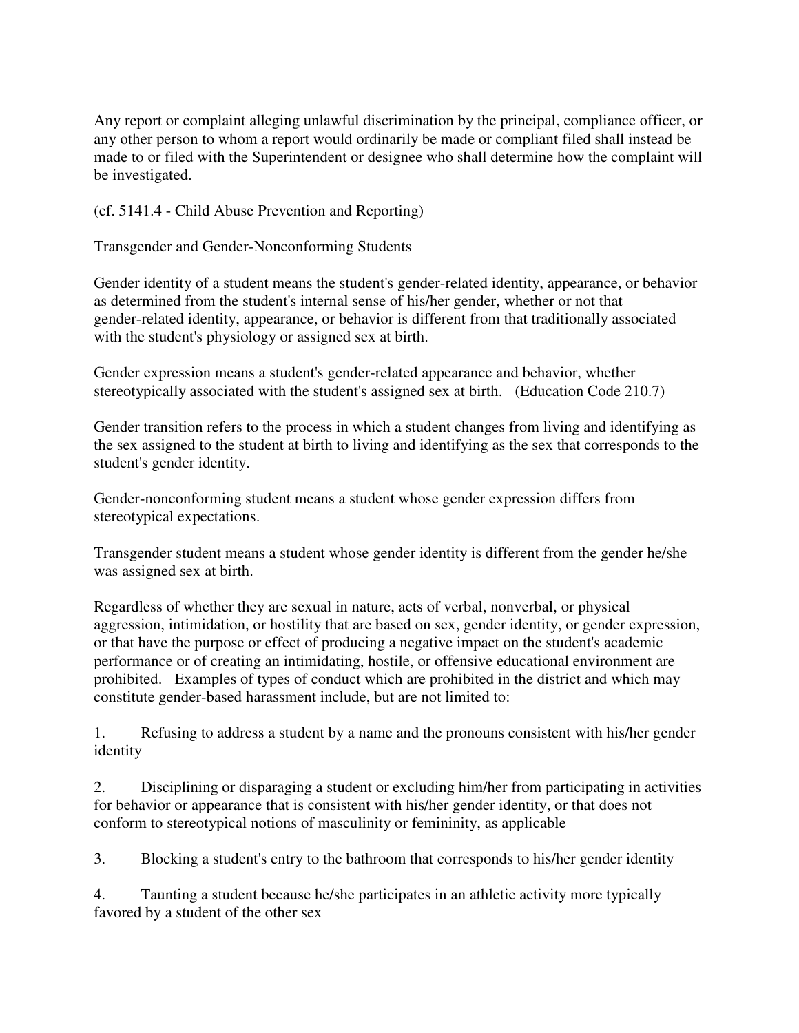Any report or complaint alleging unlawful discrimination by the principal, compliance officer, or any other person to whom a report would ordinarily be made or compliant filed shall instead be made to or filed with the Superintendent or designee who shall determine how the complaint will be investigated.

(cf. 5141.4 - Child Abuse Prevention and Reporting)

Transgender and Gender-Nonconforming Students

Gender identity of a student means the student's gender-related identity, appearance, or behavior as determined from the student's internal sense of his/her gender, whether or not that gender-related identity, appearance, or behavior is different from that traditionally associated with the student's physiology or assigned sex at birth.

Gender expression means a student's gender-related appearance and behavior, whether stereotypically associated with the student's assigned sex at birth. (Education Code 210.7)

Gender transition refers to the process in which a student changes from living and identifying as the sex assigned to the student at birth to living and identifying as the sex that corresponds to the student's gender identity.

Gender-nonconforming student means a student whose gender expression differs from stereotypical expectations.

Transgender student means a student whose gender identity is different from the gender he/she was assigned sex at birth.

Regardless of whether they are sexual in nature, acts of verbal, nonverbal, or physical aggression, intimidation, or hostility that are based on sex, gender identity, or gender expression, or that have the purpose or effect of producing a negative impact on the student's academic performance or of creating an intimidating, hostile, or offensive educational environment are prohibited. Examples of types of conduct which are prohibited in the district and which may constitute gender-based harassment include, but are not limited to:

1. Refusing to address a student by a name and the pronouns consistent with his/her gender identity

2. Disciplining or disparaging a student or excluding him/her from participating in activities for behavior or appearance that is consistent with his/her gender identity, or that does not conform to stereotypical notions of masculinity or femininity, as applicable

3. Blocking a student's entry to the bathroom that corresponds to his/her gender identity

4. Taunting a student because he/she participates in an athletic activity more typically favored by a student of the other sex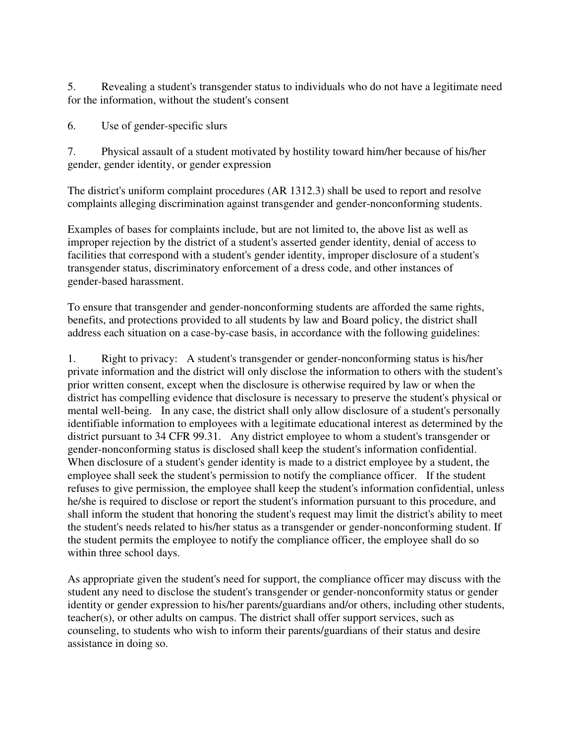5. Revealing a student's transgender status to individuals who do not have a legitimate need for the information, without the student's consent

6. Use of gender-specific slurs

7. Physical assault of a student motivated by hostility toward him/her because of his/her gender, gender identity, or gender expression

The district's uniform complaint procedures (AR 1312.3) shall be used to report and resolve complaints alleging discrimination against transgender and gender-nonconforming students.

Examples of bases for complaints include, but are not limited to, the above list as well as improper rejection by the district of a student's asserted gender identity, denial of access to facilities that correspond with a student's gender identity, improper disclosure of a student's transgender status, discriminatory enforcement of a dress code, and other instances of gender-based harassment.

To ensure that transgender and gender-nonconforming students are afforded the same rights, benefits, and protections provided to all students by law and Board policy, the district shall address each situation on a case-by-case basis, in accordance with the following guidelines:

1. Right to privacy: A student's transgender or gender-nonconforming status is his/her private information and the district will only disclose the information to others with the student's prior written consent, except when the disclosure is otherwise required by law or when the district has compelling evidence that disclosure is necessary to preserve the student's physical or mental well-being. In any case, the district shall only allow disclosure of a student's personally identifiable information to employees with a legitimate educational interest as determined by the district pursuant to 34 CFR 99.31. Any district employee to whom a student's transgender or gender-nonconforming status is disclosed shall keep the student's information confidential. When disclosure of a student's gender identity is made to a district employee by a student, the employee shall seek the student's permission to notify the compliance officer. If the student refuses to give permission, the employee shall keep the student's information confidential, unless he/she is required to disclose or report the student's information pursuant to this procedure, and shall inform the student that honoring the student's request may limit the district's ability to meet the student's needs related to his/her status as a transgender or gender-nonconforming student. If the student permits the employee to notify the compliance officer, the employee shall do so within three school days.

As appropriate given the student's need for support, the compliance officer may discuss with the student any need to disclose the student's transgender or gender-nonconformity status or gender identity or gender expression to his/her parents/guardians and/or others, including other students, teacher(s), or other adults on campus. The district shall offer support services, such as counseling, to students who wish to inform their parents/guardians of their status and desire assistance in doing so.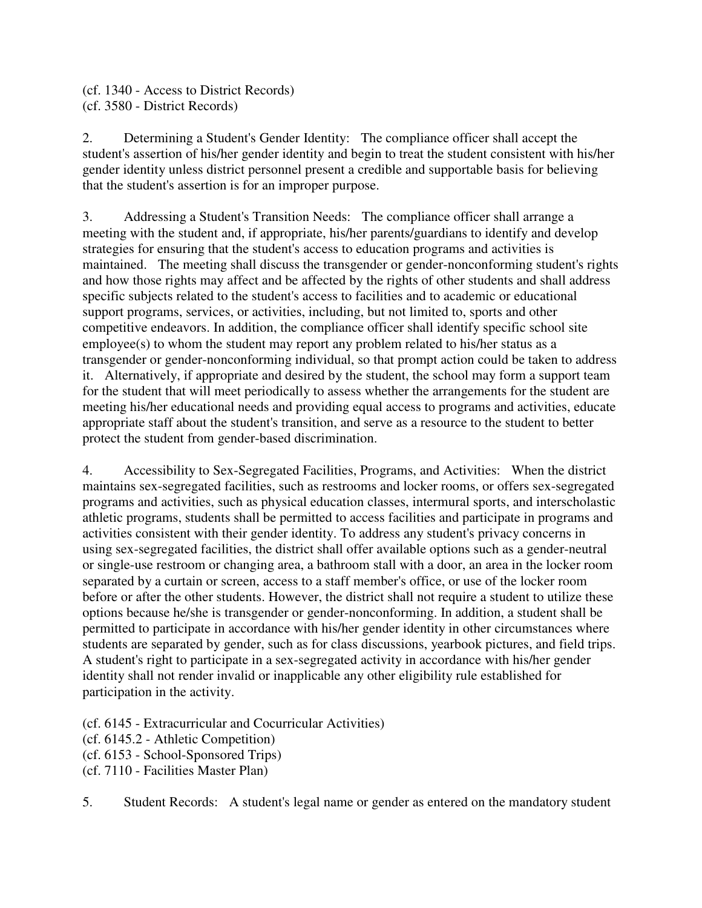(cf. 1340 - Access to District Records)
(cf. 3580 - District Records)

2. Determining a Student's Gender Identity: The compliance officer shall accept the student's assertion of his/her gender identity and begin to treat the student consistent with his/her gender identity unless district personnel present a credible and supportable basis for believing that the student's assertion is for an improper purpose.

3. Addressing a Student's Transition Needs: The compliance officer shall arrange a meeting with the student and, if appropriate, his/her parents/guardians to identify and develop strategies for ensuring that the student's access to education programs and activities is maintained. The meeting shall discuss the transgender or gender-nonconforming student's rights and how those rights may affect and be affected by the rights of other students and shall address specific subjects related to the student's access to facilities and to academic or educational support programs, services, or activities, including, but not limited to, sports and other competitive endeavors. In addition, the compliance officer shall identify specific school site employee(s) to whom the student may report any problem related to his/her status as a transgender or gender-nonconforming individual, so that prompt action could be taken to address it. Alternatively, if appropriate and desired by the student, the school may form a support team for the student that will meet periodically to assess whether the arrangements for the student are meeting his/her educational needs and providing equal access to programs and activities, educate appropriate staff about the student's transition, and serve as a resource to the student to better protect the student from gender-based discrimination.

4. Accessibility to Sex-Segregated Facilities, Programs, and Activities: When the district maintains sex-segregated facilities, such as restrooms and locker rooms, or offers sex-segregated programs and activities, such as physical education classes, intermural sports, and interscholastic athletic programs, students shall be permitted to access facilities and participate in programs and activities consistent with their gender identity. To address any student's privacy concerns in using sex-segregated facilities, the district shall offer available options such as a gender-neutral or single-use restroom or changing area, a bathroom stall with a door, an area in the locker room separated by a curtain or screen, access to a staff member's office, or use of the locker room before or after the other students. However, the district shall not require a student to utilize these options because he/she is transgender or gender-nonconforming. In addition, a student shall be permitted to participate in accordance with his/her gender identity in other circumstances where students are separated by gender, such as for class discussions, yearbook pictures, and field trips. A student's right to participate in a sex-segregated activity in accordance with his/her gender identity shall not render invalid or inapplicable any other eligibility rule established for participation in the activity.

(cf. 6145 - Extracurricular and Cocurricular Activities)
(cf. 6145.2 - Athletic Competition)
(cf. 6153 - School-Sponsored Trips)
(cf. 7110 - Facilities Master Plan)

5. Student Records: A student's legal name or gender as entered on the mandatory student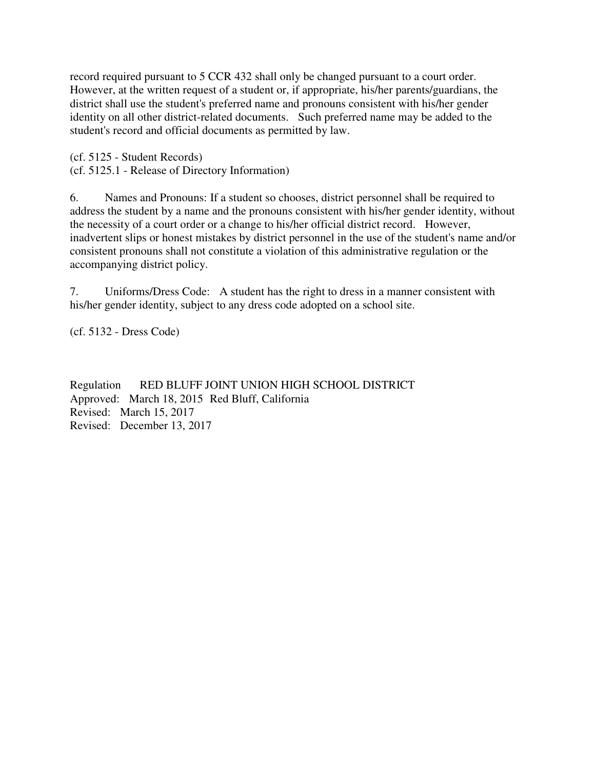record required pursuant to 5 CCR 432 shall only be changed pursuant to a court order. However, at the written request of a student or, if appropriate, his/her parents/guardians, the district shall use the student's preferred name and pronouns consistent with his/her gender identity on all other district-related documents. Such preferred name may be added to the student's record and official documents as permitted by law.

(cf. 5125 - Student Records)
(cf. 5125.1 - Release of Directory Information)

6. Names and Pronouns: If a student so chooses, district personnel shall be required to address the student by a name and the pronouns consistent with his/her gender identity, without the necessity of a court order or a change to his/her official district record. However, inadvertent slips or honest mistakes by district personnel in the use of the student's name and/or consistent pronouns shall not constitute a violation of this administrative regulation or the accompanying district policy.

7. Uniforms/Dress Code: A student has the right to dress in a manner consistent with his/her gender identity, subject to any dress code adopted on a school site.

(cf. 5132 - Dress Code)

Regulation RED BLUFF JOINT UNION HIGH SCHOOL DISTRICT
Approved: March 18, 2015 Red Bluff, California
Revised: March 15, 2017
Revised: December 13, 2017